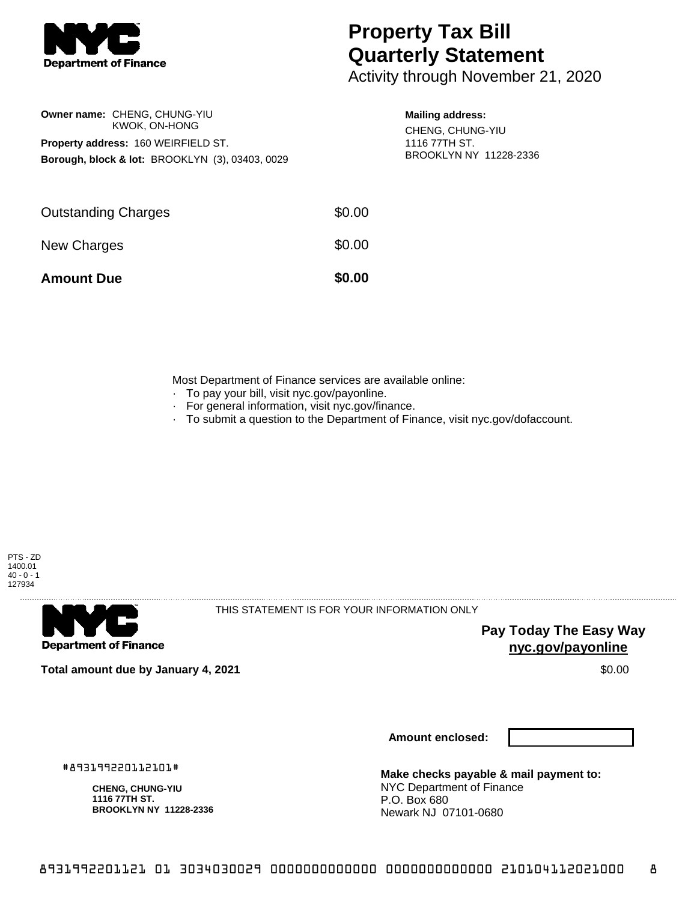# Property Tax Bill Quarterly Statement

Activity through November 21, 2020

**Owner name:** CHENG, CHUNG-YIU
KWOK, ON-HONG

**Property address:** 160 WEIRFIELD ST.

**Borough, block & lot:** BROOKLYN (3), 03403, 0029

**Mailing address:**
CHENG, CHUNG-YIU
1116 77TH ST.
BROOKLYN NY 11228-2336

| | |
|---|---|
| Outstanding Charges | $0.00 |
| New Charges | $0.00 |
| **Amount Due** | **$0.00** |

Most Department of Finance services are available online:

- To pay your bill, visit nyc.gov/payonline.
- For general information, visit nyc.gov/finance.
- To submit a question to the Department of Finance, visit nyc.gov/dofaccount.

PTS - ZD
1400.01
40 - 0 - 1
127934

THIS STATEMENT IS FOR YOUR INFORMATION ONLY

**Pay Today The Easy Way**
**nyc.gov/payonline**

**Total amount due by January 4, 2021** $0.00

**Amount enclosed:**

#893199220112101#

**CHENG, CHUNG-YIU**
**1116 77TH ST.**
**BROOKLYN NY 11228-2336**

**Make checks payable & mail payment to:**
NYC Department of Finance
P.O. Box 680
Newark NJ 07101-0680

893199220112 1 01 3034030029 0000000000000 0000000000000 210104112021000 8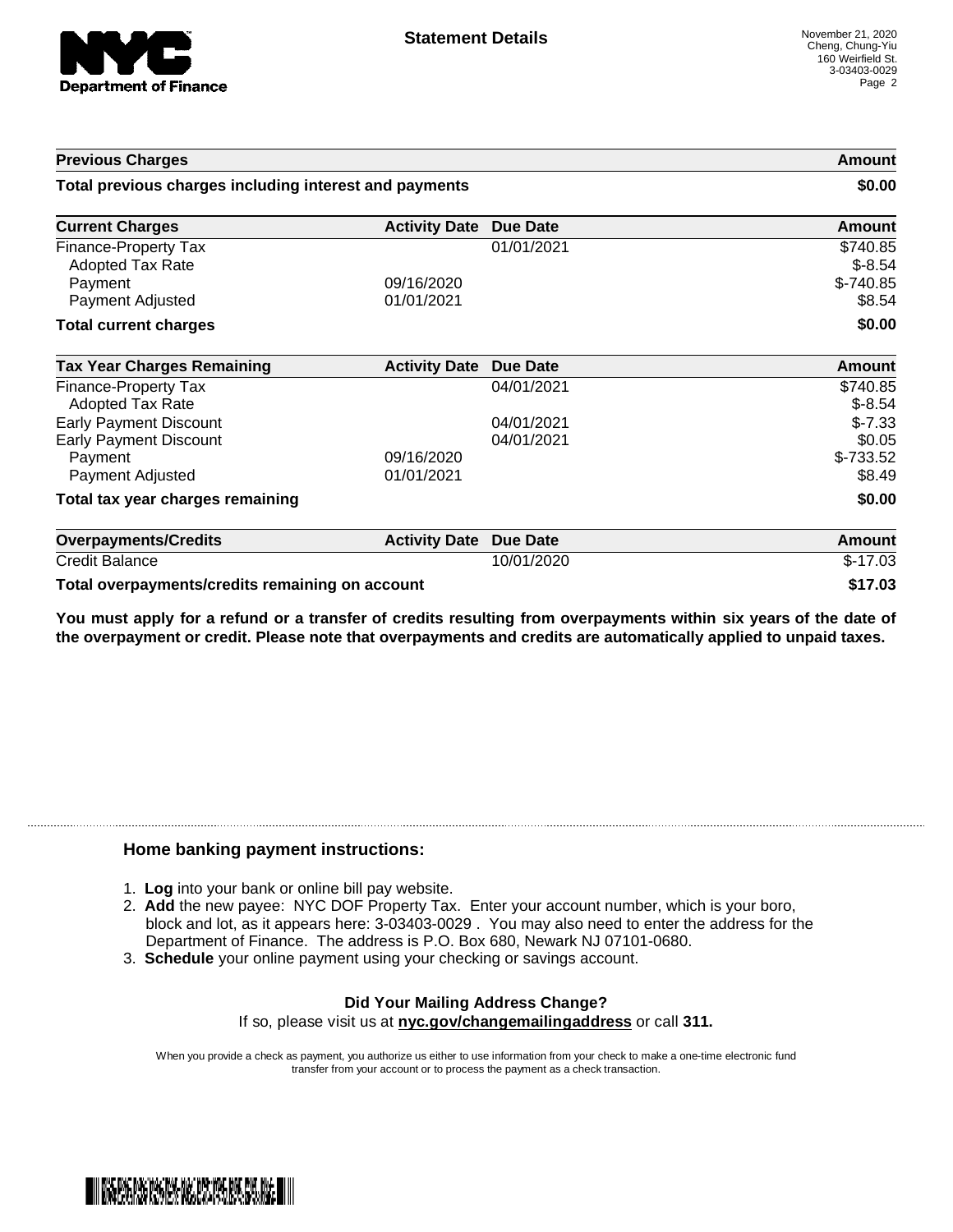# Statement Details

November 21, 2020
Cheng, Chung-Yiu
160 Weirfield St.
3-03403-0029

| Previous Charges | | | Amount |
|---|---|---|---|
| **Total previous charges including interest and payments** | | | **$0.00** |

| Current Charges | Activity Date | Due Date | Amount |
|---|---|---|---|
| Finance-Property Tax | | 01/01/2021 | $740.85 |
| Adopted Tax Rate | | | $-8.54 |
| Payment | 09/16/2020 | | $-740.85 |
| Payment Adjusted | 01/01/2021 | | $8.54 |
| **Total current charges** | | | **$0.00** |

| Tax Year Charges Remaining | Activity Date | Due Date | Amount |
|---|---|---|---|
| Finance-Property Tax | | 04/01/2021 | $740.85 |
| Adopted Tax Rate | | | $-8.54 |
| Early Payment Discount | | 04/01/2021 | $-7.33 |
| Early Payment Discount | | 04/01/2021 | $0.05 |
| Payment | 09/16/2020 | | $-733.52 |
| Payment Adjusted | 01/01/2021 | | $8.49 |
| **Total tax year charges remaining** | | | **$0.00** |

| Overpayments/Credits | Activity Date | Due Date | Amount |
|---|---|---|---|
| Credit Balance | | 10/01/2020 | $-17.03 |
| **Total overpayments/credits remaining on account** | | | **$17.03** |

**You must apply for a refund or a transfer of credits resulting from overpayments within six years of the date of the overpayment or credit. Please note that overpayments and credits are automatically applied to unpaid taxes.**

### Home banking payment instructions:

1. **Log** into your bank or online bill pay website.
2. **Add** the new payee: NYC DOF Property Tax. Enter your account number, which is your boro, block and lot, as it appears here: 3-03403-0029 . You may also need to enter the address for the Department of Finance. The address is P.O. Box 680, Newark NJ 07101-0680.
3. **Schedule** your online payment using your checking or savings account.

**Did Your Mailing Address Change?**

If so, please visit us at **nyc.gov/changemailingaddress** or call **311.**

When you provide a check as payment, you authorize us either to use information from your check to make a one-time electronic fund transfer from your account or to process the payment as a check transaction.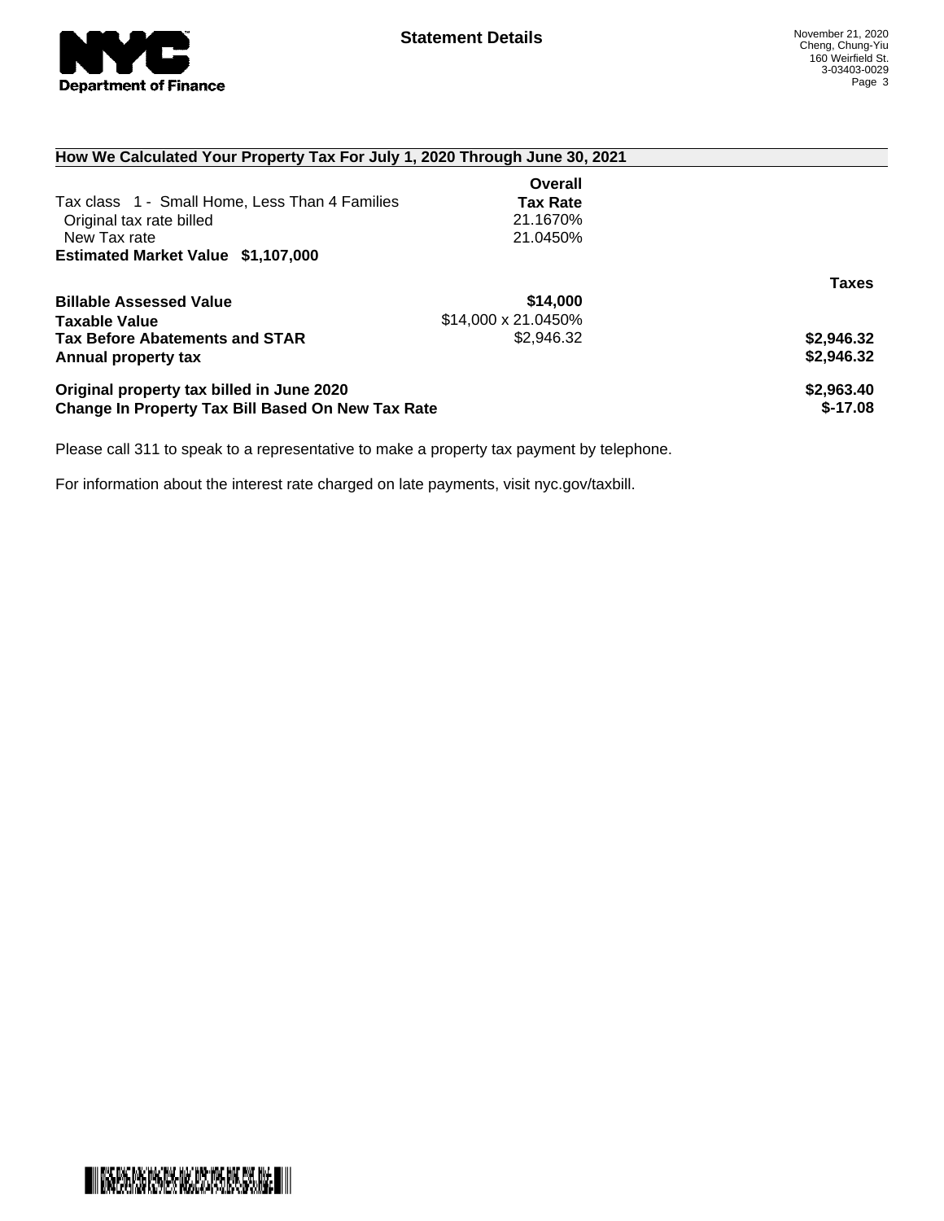**Statement Details**

November 21, 2020
Cheng, Chung-Yiu
160 Weirfield St.
3-03403-0029

## How We Calculated Your Property Tax For July 1, 2020 Through June 30, 2021

| | Overall Tax Rate | |
|---|---|---|
| Tax class 1 - Small Home, Less Than 4 Families | | |
| Original tax rate billed | 21.1670% | |
| New Tax rate | 21.0450% | |
| **Estimated Market Value $1,107,000** | | |
| | | **Taxes** |
| **Billable Assessed Value** | **$14,000** | |
| **Taxable Value** | $14,000 x 21.0450% | |
| **Tax Before Abatements and STAR** | $2,946.32 | **$2,946.32** |
| **Annual property tax** | | **$2,946.32** |
| **Original property tax billed in June 2020** | | **$2,963.40** |
| **Change In Property Tax Bill Based On New Tax Rate** | | **$-17.08** |

Please call 311 to speak to a representative to make a property tax payment by telephone.

For information about the interest rate charged on late payments, visit nyc.gov/taxbill.